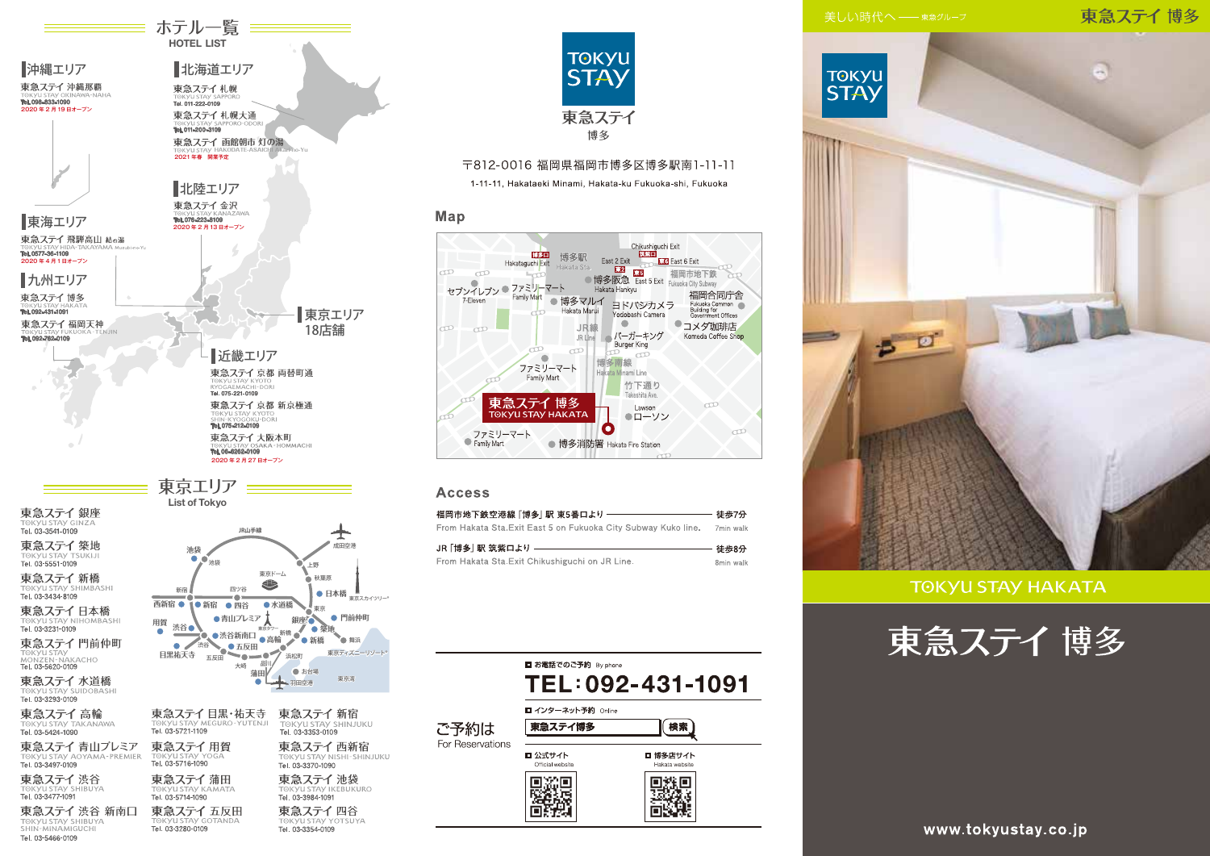# ホテル一覧
HOTEL LIST

## 沖縄エリア

東急ステイ 沖縄那覇
TOKYU STAY OKINAWA-NAHA
Tel. 098-833-1090
2020 年 2 月 19 日オープン

## 北海道エリア

東急ステイ 札幌
TOKYU STAY SAPPORO
Tel. 011-222-0109

東急ステイ 札幌大通
TOKYU STAY SAPPORO-ODORI
Tel. 011-200-3109

東急ステイ 函館朝市 灯の湯
TOKYU STAY HAKODATE-ASAICHI Akari-no-Yu
2021 年春　開業予定

## 北陸エリア

東急ステイ 金沢
TOKYU STAY KANAZAWA
Tel. 076-223-8109
2020 年 2 月 13 日オープン

## 東海エリア

東急ステイ 飛騨高山 結の湯
TOKYU STAY HIDA-TAKAYAMA Musubi-no-Yu
Tel. 0577-36-1109
2020 年 4 月 1 日オープン

## 九州エリア

東急ステイ 博多
TOKYU STAY HAKATA
Tel. 092-431-1091

東急ステイ 福岡天神
TOKYU STAY FUKUOKA-TENJIN
Tel. 092-762-0109

## 東京エリア

18店舗

## 近畿エリア

東急ステイ 京都 両替町通
TOKYU STAY KYOTO RYOGAEMACHI-DORI
Tel. 075-221-0109

東急ステイ 京都 新京極通
TOKYU STAY KYOTO SHIN-KYOGOKU-DORI
Tel. 075-212-0109

東急ステイ 大阪本町
TOKYU STAY OSAKA-HOMMACHI
Tel. 06-6262-0109
2020 年 2 月 27 日オープン

# 東京エリア
List of Tokyo

東急ステイ 銀座
TOKYU STAY GINZA
Tel. 03-3541-0109

東急ステイ 築地
TOKYU STAY TSUKIJI
Tel. 03-5551-0109

東急ステイ 新橋
TOKYU STAY SHIMBASHI
Tel. 03-3434-8109

東急ステイ 日本橋
TOKYU STAY NIHOMBASHI
Tel. 03-3231-0109

東急ステイ 門前仲町
TOKYU STAY MONZEN-NAKACHO
Tel. 03-5620-0109

東急ステイ 水道橋
TOKYU STAY SUIDOBASHI
Tel. 03-3293-0109

東急ステイ 高輪
TOKYU STAY TAKANAWA
Tel. 03-5424-1090

東急ステイ 青山プレミア
TOKYU STAY AOYAMA-PREMIER
Tel. 03-3497-0109

東急ステイ 渋谷
TOKYU STAY SHIBUYA
Tel. 03-3477-1091

東急ステイ 渋谷 新南口
TOKYU STAY SHIBUYA SHIN-MINAMIGUCHI
Tel. 03-5466-0109

東急ステイ 目黒・祐天寺
TOKYU STAY MEGURO-YUTENJI
Tel. 03-5721-1109

東急ステイ 用賀
TOKYU STAY YOGA
Tel. 03-5716-0109

東急ステイ 蒲田
TOKYU STAY KAMATA
Tel. 03-5714-1090

東急ステイ 五反田
TOKYU STAY GOTANDA
Tel. 03-3280-0109

東急ステイ 新宿
TOKYU STAY SHINJUKU
Tel. 03-3353-0109

東急ステイ 西新宿
TOKYU STAY NISHI-SHINJUKU
Tel. 03-3370-1090

東急ステイ 池袋
TOKYU STAY IKEBUKURO
Tel. 03-3984-1091

東急ステイ 四谷
TOKYU STAY YOTSUYA
Tel. 03-3354-0109

---

TOKYU STAY

# 東急ステイ 博多

〒812-0016 福岡県福岡市博多区博多駅南1-11-11
1-11-11, Hakataeki Minami, Hakata-ku Fukuoka-shi, Fukuoka

## Map

## Access

福岡市地下鉄空港線「博多」駅 東5番口より ―― 徒歩7分
From Hakata Sta.Exit East 5 on Fukuoka City Subway Kuko line. ―― 7min walk

JR「博多」駅 筑紫口より ―― 徒歩8分
From Hakata Sta.Exit Chikushiguchi on JR Line. ―― 8min walk

## ご予約は
For Reservations

■ お電話でのご予約 By phone
**TEL:092-431-1091**

■ インターネット予約 Online
東急ステイ博多　検索

■ 公式サイト Official website
■ 博多店サイト Hakata website

---

美しい時代へ ―― 東急グループ

東急ステイ 博多

TOKYU STAY HAKATA

# 東急ステイ 博多

www.tokyustay.co.jp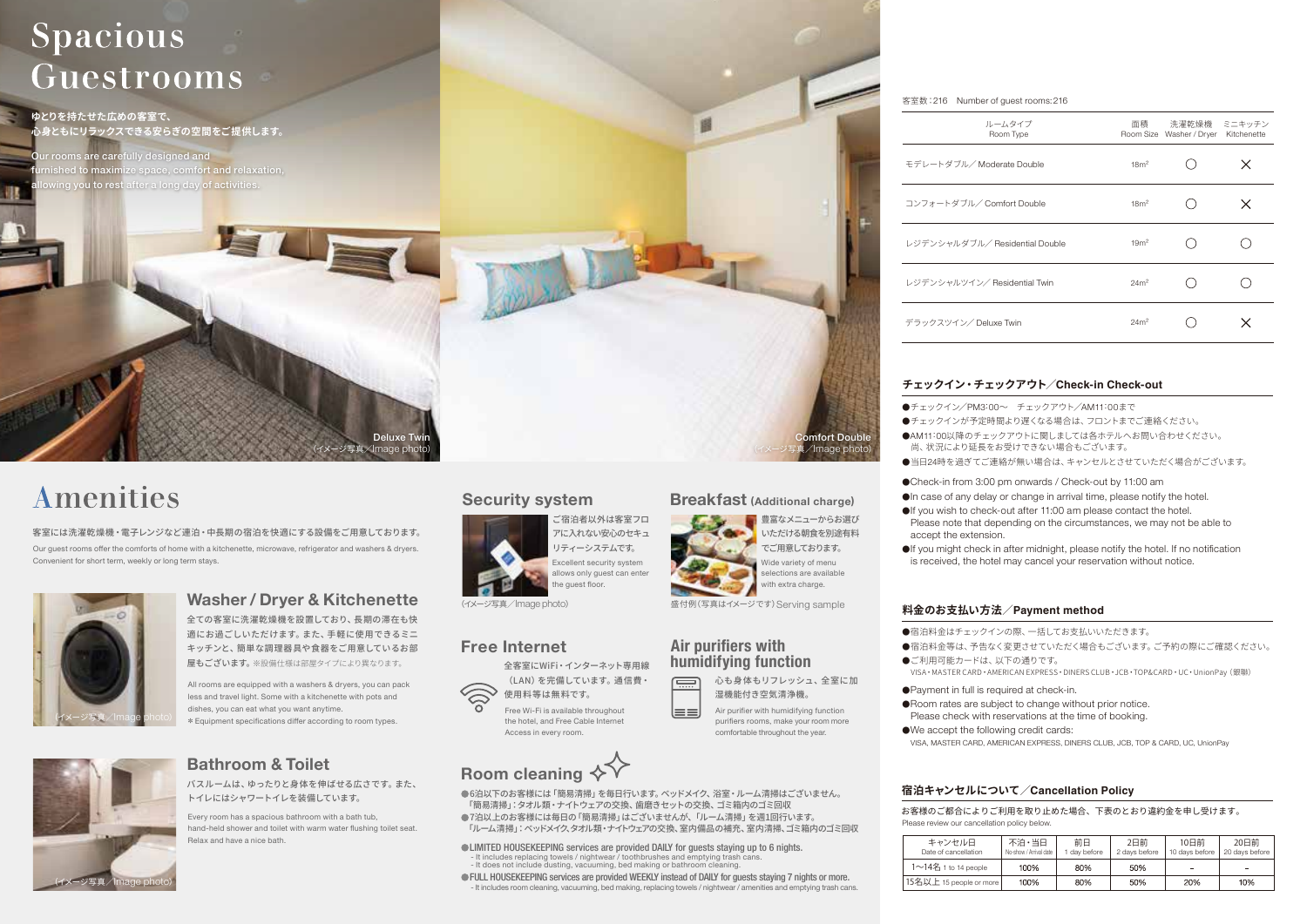# Spacious Guestrooms

**ゆとりを持たせた広めの客室で、心身ともにリラックスできる安らぎの空間をご提供します。**

Our rooms are carefully designed and furnished to maximize space, comfort and relaxation, allowing you to rest after a long day of activities.

Deluxe Twin
（イメージ写真／Image photo）

Comfort Double
（イメージ写真／Image photo）

# Amenities

客室には洗濯乾燥機・電子レンジなど連泊・中長期の宿泊を快適にする設備をご用意しております。

Our guest rooms offer the comforts of home with a kitchenette, microwave, refrigerator and washers & dryers. Convenient for short term, weekly or long term stays.

## Washer / Dryer & Kitchenette

全ての客室に洗濯乾燥機を設置しており、長期の滞在も快適にお過ごしいただけます。また、手軽に使用できるミニキッチンと、簡単な調理器具や食器をご用意しているお部屋もございます。※設備仕様は部屋タイプにより異なります。

All rooms are equipped with a washers & dryers, you can pack less and travel light. Some with a kitchenette with pots and dishes, you can eat what you want anytime.
* Equipment specifications differ according to room types.

（イメージ写真／Image photo）

## Bathroom & Toilet

バスルームは、ゆったりと身体を伸ばせる広さです。また、トイレにはシャワートイレを装備しています。

Every room has a spacious bathroom with a bath tub, hand-held shower and toilet with warm water flushing toilet seat. Relax and have a nice bath.

（イメージ写真／Image photo）

## Security system

ご宿泊者以外は客室フロアに入れない安心のセキュリティーシステムです。

Excellent security system allows only guest can enter the guest floor.

（イメージ写真／Image photo）

## Breakfast (Additional charge)

豊富なメニューからお選びいただける朝食を別途有料でご用意しております。

Wide variety of menu selections are available with extra charge.

盛付例（写真はイメージです）Serving sample

## Free Internet

全客室にWiFi・インターネット専用線（LAN）を完備しています。通信費・使用料等は無料です。

Free Wi-Fi is available throughout the hotel, and Free Cable Internet Access in every room.

## Air purifiers with humidifying function

心も身体もリフレッシュ、全室に加湿機能付き空気清浄機。

Air purifier with humidifying function purifiers rooms, make your room more comfortable throughout the year.

## Room cleaning

●6泊以下のお客様には「簡易清掃」を毎日行います。ベッドメイク、浴室・ルーム清掃はございません。
「簡易清掃」：タオル類・ナイトウェアの交換、歯磨きセットの交換、ゴミ箱内のゴミ回収

●7泊以上のお客様には毎日の「簡易清掃」はございませんが、「ルーム清掃」を週1回行います。
「ルーム清掃」：ベッドメイク、タオル類・ナイトウェアの交換、室内備品の補充、室内清掃、ゴミ箱内のゴミ回収

●LIMITED HOUSEKEEPING services are provided DAILY for guests staying up to 6 nights.
- It includes replacing towels / nightwear / toothbrushes and emptying trash cans.
- It does not include dusting, vacuuming, bed making or bathroom cleaning.

●FULL HOUSEKEEPING services are provided WEEKLY instead of DAILY for guests staying 7 nights or more.
- It includes room cleaning, vacuuming, bed making, replacing towels / nightwear / amenities and emptying trash cans.

客室数：216　Number of guest rooms:216

| ルームタイプ Room Type | 面積 Room Size | 洗濯乾燥機 Washer / Dryer | ミニキッチン Kitchenette |
|---|---|---|---|
| モデレートダブル／Moderate Double | 18m² | ○ | × |
| コンフォートダブル／Comfort Double | 18m² | ○ | × |
| レジデンシャルダブル／Residential Double | 19m² | ○ | ○ |
| レジデンシャルツイン／Residential Twin | 24m² | ○ | ○ |
| デラックスツイン／Deluxe Twin | 24m² | ○ | × |

## チェックイン・チェックアウト／Check-in Check-out

●チェックイン／PM3:00～　チェックアウト／AM11:00まで
●チェックインが予定時間より遅くなる場合は、フロントまでご連絡ください。
●AM11:00以降のチェックアウトに関しましては各ホテルへお問い合わせください。
尚、状況により延長をお受けできない場合もございます。
●当日24時を過ぎてご連絡が無い場合は、キャンセルとさせていただく場合がございます。

●Check-in from 3:00 pm onwards / Check-out by 11:00 am
●In case of any delay or change in arrival time, please notify the hotel.
●If you wish to check-out after 11:00 am please contact the hotel.
Please note that depending on the circumstances, we may not be able to accept the extension.
●If you might check in after midnight, please notify the hotel. If no notification is received, the hotel may cancel your reservation without notice.

## 料金のお支払い方法／Payment method

●宿泊料金はチェックインの際、一括してお支払いいただきます。
●宿泊料金等は、予告なく変更させていただく場合もございます。ご予約の際にご確認ください。
●ご利用可能カードは、以下の通りです。
VISA・MASTER CARD・AMERICAN EXPRESS・DINERS CLUB・JCB・TOP&CARD・UC・UnionPay（銀聯）

●Payment in full is required at check-in.
●Room rates are subject to change without prior notice.
Please check with reservations at the time of booking.
●We accept the following credit cards:
VISA, MASTER CARD, AMERICAN EXPRESS, DINERS CLUB, JCB, TOP & CARD, UC, UnionPay

## 宿泊キャンセルについて／Cancellation Policy

お客様のご都合によりご利用を取り止めた場合、下表のとおり違約金を申し受けます。
Please review our cancellation policy below.

| キャンセル日 Date of cancellation | 不泊・当日 No show / Arrival date | 前日 1 day before | 2日前 2 days before | 10日前 10 days before | 20日前 20 days before |
|---|---|---|---|---|---|
| 1～14名 1 to 14 people | 100% | 80% | 50% | – | – |
| 15名以上 15 people or more | 100% | 80% | 50% | 20% | 10% |